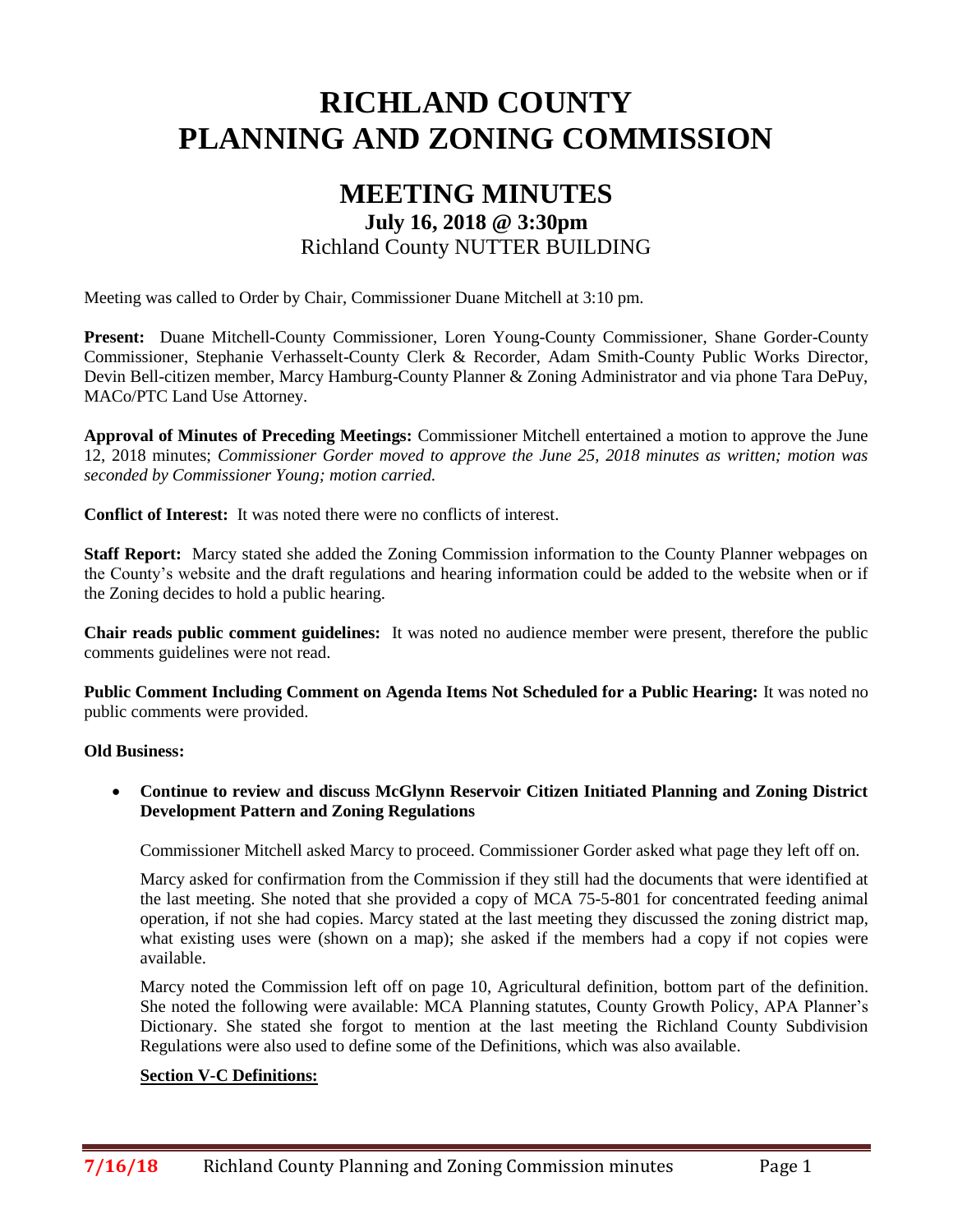# RICHLAND COUNTY PLANNING AND ZONING COMMISSION

## MEETING MINUTES

### July 16, 2018 @ 3:30pm

Richland County NUTTER BUILDING

Meeting was called to Order by Chair, Commissioner Duane Mitchell at 3:10 pm.

**Present:** Duane Mitchell-County Commissioner, Loren Young-County Commissioner, Shane Gorder-County Commissioner, Stephanie Verhasselt-County Clerk & Recorder, Adam Smith-County Public Works Director, Devin Bell-citizen member, Marcy Hamburg-County Planner & Zoning Administrator and via phone Tara DePuy, MACo/PTC Land Use Attorney.

**Approval of Minutes of Preceding Meetings:** Commissioner Mitchell entertained a motion to approve the June 12, 2018 minutes; *Commissioner Gorder moved to approve the June 25, 2018 minutes as written; motion was seconded by Commissioner Young; motion carried.*

**Conflict of Interest:** It was noted there were no conflicts of interest.

**Staff Report:** Marcy stated she added the Zoning Commission information to the County Planner webpages on the County's website and the draft regulations and hearing information could be added to the website when or if the Zoning decides to hold a public hearing.

**Chair reads public comment guidelines:** It was noted no audience member were present, therefore the public comments guidelines were not read.

**Public Comment Including Comment on Agenda Items Not Scheduled for a Public Hearing:** It was noted no public comments were provided.

**Old Business:**

- **Continue to review and discuss McGlynn Reservoir Citizen Initiated Planning and Zoning District Development Pattern and Zoning Regulations**

  Commissioner Mitchell asked Marcy to proceed. Commissioner Gorder asked what page they left off on.

  Marcy asked for confirmation from the Commission if they still had the documents that were identified at the last meeting. She noted that she provided a copy of MCA 75-5-801 for concentrated feeding animal operation, if not she had copies. Marcy stated at the last meeting they discussed the zoning district map, what existing uses were (shown on a map); she asked if the members had a copy if not copies were available.

  Marcy noted the Commission left off on page 10, Agricultural definition, bottom part of the definition. She noted the following were available: MCA Planning statutes, County Growth Policy, APA Planner's Dictionary. She stated she forgot to mention at the last meeting the Richland County Subdivision Regulations were also used to define some of the Definitions, which was also available.

  **<u>Section V-C Definitions:</u>**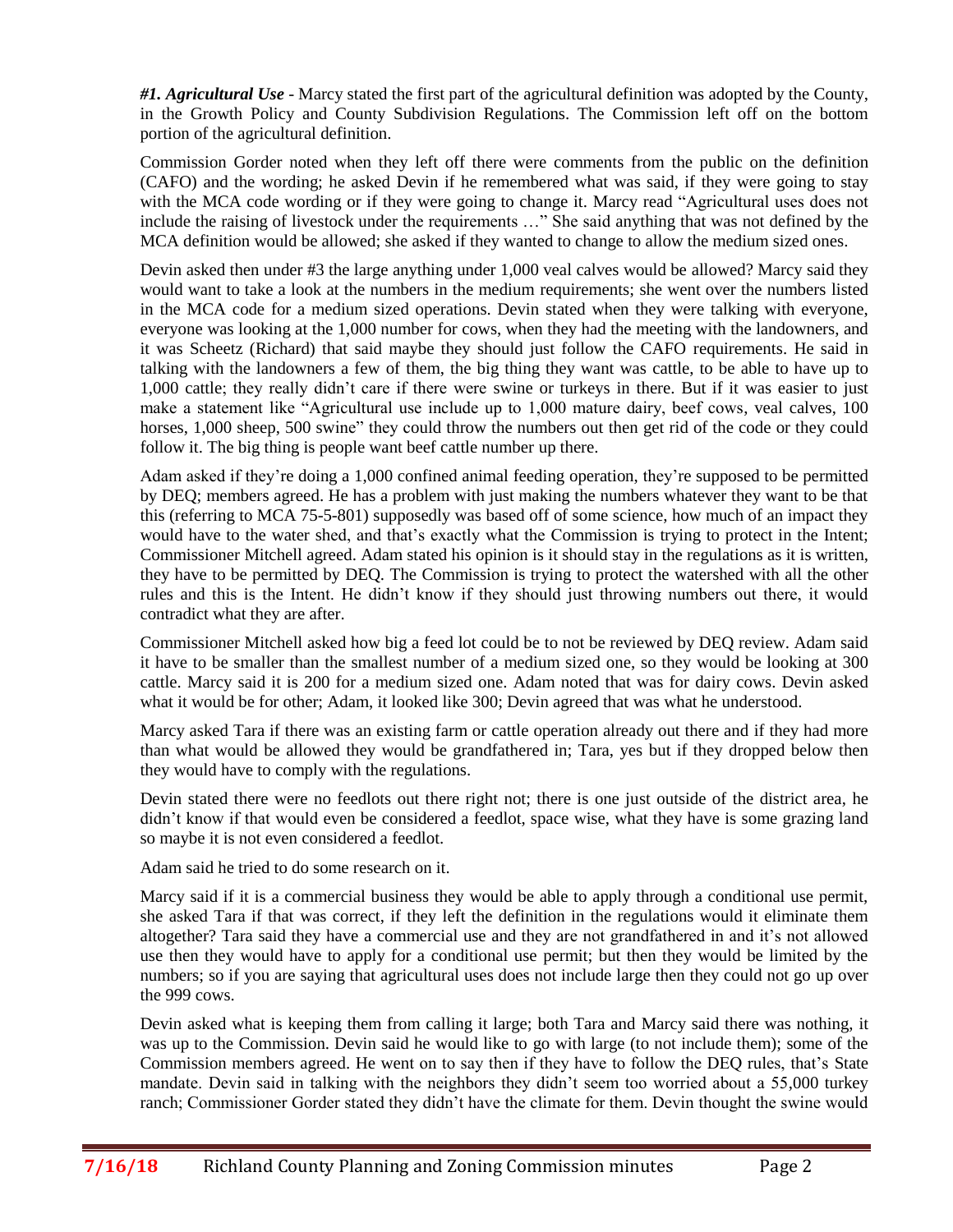***#1. Agricultural Use*** - Marcy stated the first part of the agricultural definition was adopted by the County, in the Growth Policy and County Subdivision Regulations. The Commission left off on the bottom portion of the agricultural definition.

Commission Gorder noted when they left off there were comments from the public on the definition (CAFO) and the wording; he asked Devin if he remembered what was said, if they were going to stay with the MCA code wording or if they were going to change it. Marcy read "Agricultural uses does not include the raising of livestock under the requirements …" She said anything that was not defined by the MCA definition would be allowed; she asked if they wanted to change to allow the medium sized ones.

Devin asked then under #3 the large anything under 1,000 veal calves would be allowed? Marcy said they would want to take a look at the numbers in the medium requirements; she went over the numbers listed in the MCA code for a medium sized operations. Devin stated when they were talking with everyone, everyone was looking at the 1,000 number for cows, when they had the meeting with the landowners, and it was Scheetz (Richard) that said maybe they should just follow the CAFO requirements. He said in talking with the landowners a few of them, the big thing they want was cattle, to be able to have up to 1,000 cattle; they really didn't care if there were swine or turkeys in there. But if it was easier to just make a statement like "Agricultural use include up to 1,000 mature dairy, beef cows, veal calves, 100 horses, 1,000 sheep, 500 swine" they could throw the numbers out then get rid of the code or they could follow it. The big thing is people want beef cattle number up there.

Adam asked if they're doing a 1,000 confined animal feeding operation, they're supposed to be permitted by DEQ; members agreed. He has a problem with just making the numbers whatever they want to be that this (referring to MCA 75-5-801) supposedly was based off of some science, how much of an impact they would have to the water shed, and that's exactly what the Commission is trying to protect in the Intent; Commissioner Mitchell agreed. Adam stated his opinion is it should stay in the regulations as it is written, they have to be permitted by DEQ. The Commission is trying to protect the watershed with all the other rules and this is the Intent. He didn't know if they should just throwing numbers out there, it would contradict what they are after.

Commissioner Mitchell asked how big a feed lot could be to not be reviewed by DEQ review. Adam said it have to be smaller than the smallest number of a medium sized one, so they would be looking at 300 cattle. Marcy said it is 200 for a medium sized one. Adam noted that was for dairy cows. Devin asked what it would be for other; Adam, it looked like 300; Devin agreed that was what he understood.

Marcy asked Tara if there was an existing farm or cattle operation already out there and if they had more than what would be allowed they would be grandfathered in; Tara, yes but if they dropped below then they would have to comply with the regulations.

Devin stated there were no feedlots out there right not; there is one just outside of the district area, he didn't know if that would even be considered a feedlot, space wise, what they have is some grazing land so maybe it is not even considered a feedlot.

Adam said he tried to do some research on it.

Marcy said if it is a commercial business they would be able to apply through a conditional use permit, she asked Tara if that was correct, if they left the definition in the regulations would it eliminate them altogether? Tara said they have a commercial use and they are not grandfathered in and it's not allowed use then they would have to apply for a conditional use permit; but then they would be limited by the numbers; so if you are saying that agricultural uses does not include large then they could not go up over the 999 cows.

Devin asked what is keeping them from calling it large; both Tara and Marcy said there was nothing, it was up to the Commission. Devin said he would like to go with large (to not include them); some of the Commission members agreed. He went on to say then if they have to follow the DEQ rules, that's State mandate. Devin said in talking with the neighbors they didn't seem too worried about a 55,000 turkey ranch; Commissioner Gorder stated they didn't have the climate for them. Devin thought the swine would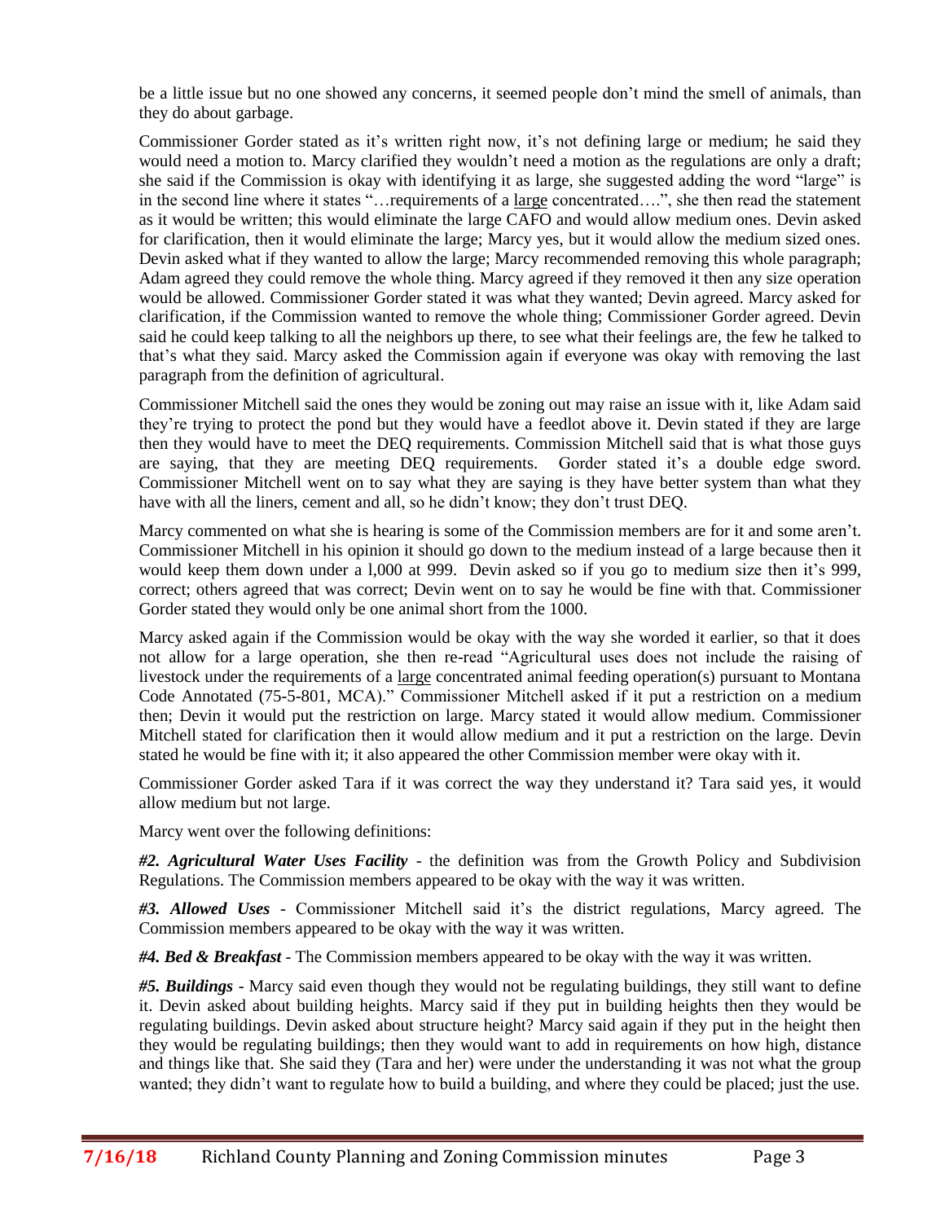be a little issue but no one showed any concerns, it seemed people don't mind the smell of animals, than they do about garbage.

Commissioner Gorder stated as it's written right now, it's not defining large or medium; he said they would need a motion to. Marcy clarified they wouldn't need a motion as the regulations are only a draft; she said if the Commission is okay with identifying it as large, she suggested adding the word "large" is in the second line where it states "…requirements of a large concentrated….", she then read the statement as it would be written; this would eliminate the large CAFO and would allow medium ones. Devin asked for clarification, then it would eliminate the large; Marcy yes, but it would allow the medium sized ones. Devin asked what if they wanted to allow the large; Marcy recommended removing this whole paragraph; Adam agreed they could remove the whole thing. Marcy agreed if they removed it then any size operation would be allowed. Commissioner Gorder stated it was what they wanted; Devin agreed. Marcy asked for clarification, if the Commission wanted to remove the whole thing; Commissioner Gorder agreed. Devin said he could keep talking to all the neighbors up there, to see what their feelings are, the few he talked to that's what they said. Marcy asked the Commission again if everyone was okay with removing the last paragraph from the definition of agricultural.

Commissioner Mitchell said the ones they would be zoning out may raise an issue with it, like Adam said they're trying to protect the pond but they would have a feedlot above it. Devin stated if they are large then they would have to meet the DEQ requirements. Commission Mitchell said that is what those guys are saying, that they are meeting DEQ requirements. Gorder stated it's a double edge sword. Commissioner Mitchell went on to say what they are saying is they have better system than what they have with all the liners, cement and all, so he didn't know; they don't trust DEQ.

Marcy commented on what she is hearing is some of the Commission members are for it and some aren't. Commissioner Mitchell in his opinion it should go down to the medium instead of a large because then it would keep them down under a l,000 at 999. Devin asked so if you go to medium size then it's 999, correct; others agreed that was correct; Devin went on to say he would be fine with that. Commissioner Gorder stated they would only be one animal short from the 1000.

Marcy asked again if the Commission would be okay with the way she worded it earlier, so that it does not allow for a large operation, she then re-read "Agricultural uses does not include the raising of livestock under the requirements of a large concentrated animal feeding operation(s) pursuant to Montana Code Annotated (75-5-801, MCA)." Commissioner Mitchell asked if it put a restriction on a medium then; Devin it would put the restriction on large. Marcy stated it would allow medium. Commissioner Mitchell stated for clarification then it would allow medium and it put a restriction on the large. Devin stated he would be fine with it; it also appeared the other Commission member were okay with it.

Commissioner Gorder asked Tara if it was correct the way they understand it? Tara said yes, it would allow medium but not large.

Marcy went over the following definitions:

***#2. Agricultural Water Uses Facility*** - the definition was from the Growth Policy and Subdivision Regulations. The Commission members appeared to be okay with the way it was written.

***#3. Allowed Uses*** - Commissioner Mitchell said it's the district regulations, Marcy agreed. The Commission members appeared to be okay with the way it was written.

***#4. Bed & Breakfast*** - The Commission members appeared to be okay with the way it was written.

***#5. Buildings*** - Marcy said even though they would not be regulating buildings, they still want to define it. Devin asked about building heights. Marcy said if they put in building heights then they would be regulating buildings. Devin asked about structure height? Marcy said again if they put in the height then they would be regulating buildings; then they would want to add in requirements on how high, distance and things like that. She said they (Tara and her) were under the understanding it was not what the group wanted; they didn't want to regulate how to build a building, and where they could be placed; just the use.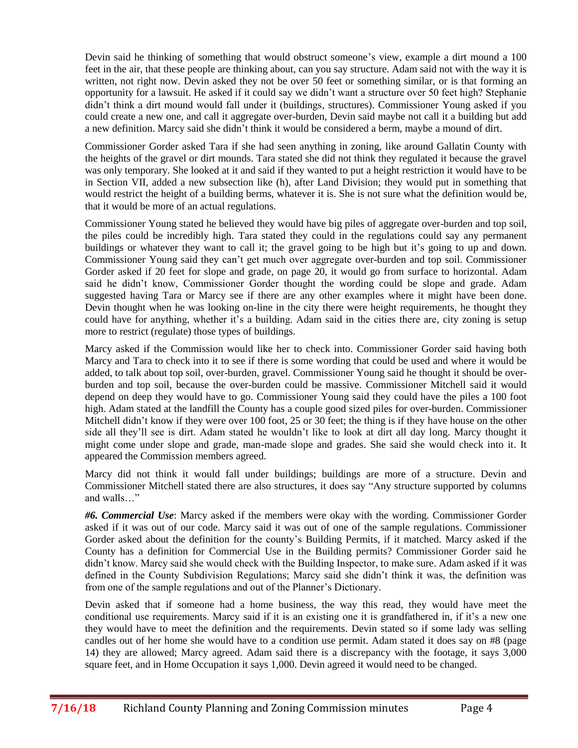Devin said he thinking of something that would obstruct someone's view, example a dirt mound a 100 feet in the air, that these people are thinking about, can you say structure. Adam said not with the way it is written, not right now. Devin asked they not be over 50 feet or something similar, or is that forming an opportunity for a lawsuit. He asked if it could say we didn't want a structure over 50 feet high? Stephanie didn't think a dirt mound would fall under it (buildings, structures). Commissioner Young asked if you could create a new one, and call it aggregate over-burden, Devin said maybe not call it a building but add a new definition. Marcy said she didn't think it would be considered a berm, maybe a mound of dirt.

Commissioner Gorder asked Tara if she had seen anything in zoning, like around Gallatin County with the heights of the gravel or dirt mounds. Tara stated she did not think they regulated it because the gravel was only temporary. She looked at it and said if they wanted to put a height restriction it would have to be in Section VII, added a new subsection like (h), after Land Division; they would put in something that would restrict the height of a building berms, whatever it is. She is not sure what the definition would be, that it would be more of an actual regulations.

Commissioner Young stated he believed they would have big piles of aggregate over-burden and top soil, the piles could be incredibly high. Tara stated they could in the regulations could say any permanent buildings or whatever they want to call it; the gravel going to be high but it's going to up and down. Commissioner Young said they can't get much over aggregate over-burden and top soil. Commissioner Gorder asked if 20 feet for slope and grade, on page 20, it would go from surface to horizontal. Adam said he didn't know, Commissioner Gorder thought the wording could be slope and grade. Adam suggested having Tara or Marcy see if there are any other examples where it might have been done. Devin thought when he was looking on-line in the city there were height requirements, he thought they could have for anything, whether it's a building. Adam said in the cities there are, city zoning is setup more to restrict (regulate) those types of buildings.

Marcy asked if the Commission would like her to check into. Commissioner Gorder said having both Marcy and Tara to check into it to see if there is some wording that could be used and where it would be added, to talk about top soil, over-burden, gravel. Commissioner Young said he thought it should be over-burden and top soil, because the over-burden could be massive. Commissioner Mitchell said it would depend on deep they would have to go. Commissioner Young said they could have the piles a 100 foot high. Adam stated at the landfill the County has a couple good sized piles for over-burden. Commissioner Mitchell didn't know if they were over 100 foot, 25 or 30 feet; the thing is if they have house on the other side all they'll see is dirt. Adam stated he wouldn't like to look at dirt all day long. Marcy thought it might come under slope and grade, man-made slope and grades. She said she would check into it. It appeared the Commission members agreed.

Marcy did not think it would fall under buildings; buildings are more of a structure. Devin and Commissioner Mitchell stated there are also structures, it does say "Any structure supported by columns and walls…"

***#6. Commercial Use***: Marcy asked if the members were okay with the wording. Commissioner Gorder asked if it was out of our code. Marcy said it was out of one of the sample regulations. Commissioner Gorder asked about the definition for the county's Building Permits, if it matched. Marcy asked if the County has a definition for Commercial Use in the Building permits? Commissioner Gorder said he didn't know. Marcy said she would check with the Building Inspector, to make sure. Adam asked if it was defined in the County Subdivision Regulations; Marcy said she didn't think it was, the definition was from one of the sample regulations and out of the Planner's Dictionary.

Devin asked that if someone had a home business, the way this read, they would have meet the conditional use requirements. Marcy said if it is an existing one it is grandfathered in, if it's a new one they would have to meet the definition and the requirements. Devin stated so if some lady was selling candles out of her home she would have to a condition use permit. Adam stated it does say on #8 (page 14) they are allowed; Marcy agreed. Adam said there is a discrepancy with the footage, it says 3,000 square feet, and in Home Occupation it says 1,000. Devin agreed it would need to be changed.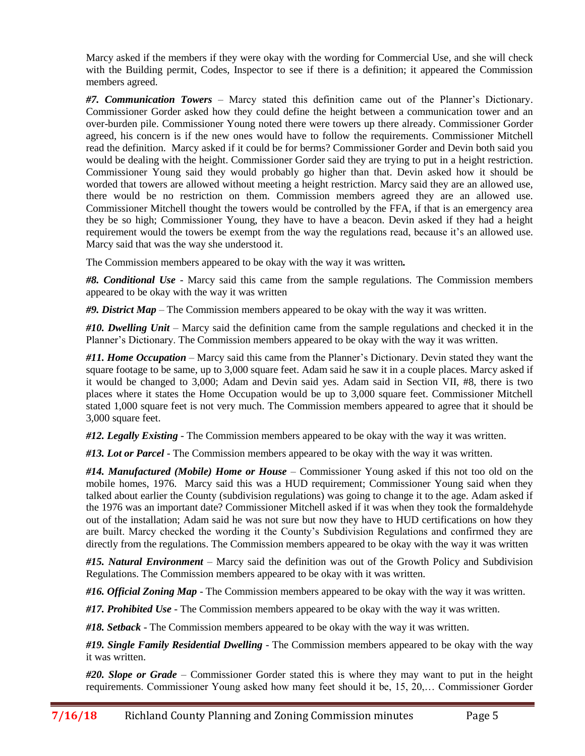Marcy asked if the members if they were okay with the wording for Commercial Use, and she will check with the Building permit, Codes, Inspector to see if there is a definition; it appeared the Commission members agreed.

***#7. Communication Towers*** – Marcy stated this definition came out of the Planner's Dictionary. Commissioner Gorder asked how they could define the height between a communication tower and an over-burden pile. Commissioner Young noted there were towers up there already. Commissioner Gorder agreed, his concern is if the new ones would have to follow the requirements. Commissioner Mitchell read the definition. Marcy asked if it could be for berms? Commissioner Gorder and Devin both said you would be dealing with the height. Commissioner Gorder said they are trying to put in a height restriction. Commissioner Young said they would probably go higher than that. Devin asked how it should be worded that towers are allowed without meeting a height restriction. Marcy said they are an allowed use, there would be no restriction on them. Commission members agreed they are an allowed use. Commissioner Mitchell thought the towers would be controlled by the FFA, if that is an emergency area they be so high; Commissioner Young, they have to have a beacon. Devin asked if they had a height requirement would the towers be exempt from the way the regulations read, because it's an allowed use. Marcy said that was the way she understood it.

The Commission members appeared to be okay with the way it was written***.***

***#8. Conditional Use*** - Marcy said this came from the sample regulations. The Commission members appeared to be okay with the way it was written

***#9. District Map*** – The Commission members appeared to be okay with the way it was written.

***#10. Dwelling Unit*** – Marcy said the definition came from the sample regulations and checked it in the Planner's Dictionary. The Commission members appeared to be okay with the way it was written.

***#11. Home Occupation*** – Marcy said this came from the Planner's Dictionary. Devin stated they want the square footage to be same, up to 3,000 square feet. Adam said he saw it in a couple places. Marcy asked if it would be changed to 3,000; Adam and Devin said yes. Adam said in Section VII, #8, there is two places where it states the Home Occupation would be up to 3,000 square feet. Commissioner Mitchell stated 1,000 square feet is not very much. The Commission members appeared to agree that it should be 3,000 square feet.

***#12. Legally Existing*** - The Commission members appeared to be okay with the way it was written.

***#13. Lot or Parcel*** - The Commission members appeared to be okay with the way it was written.

***#14. Manufactured (Mobile) Home or House*** – Commissioner Young asked if this not too old on the mobile homes, 1976. Marcy said this was a HUD requirement; Commissioner Young said when they talked about earlier the County (subdivision regulations) was going to change it to the age. Adam asked if the 1976 was an important date? Commissioner Mitchell asked if it was when they took the formaldehyde out of the installation; Adam said he was not sure but now they have to HUD certifications on how they are built. Marcy checked the wording it the County's Subdivision Regulations and confirmed they are directly from the regulations. The Commission members appeared to be okay with the way it was written

***#15. Natural Environment*** – Marcy said the definition was out of the Growth Policy and Subdivision Regulations. The Commission members appeared to be okay with it was written.

***#16. Official Zoning Map*** - The Commission members appeared to be okay with the way it was written.

***#17. Prohibited Use*** - The Commission members appeared to be okay with the way it was written.

***#18. Setback*** - The Commission members appeared to be okay with the way it was written.

***#19. Single Family Residential Dwelling*** - The Commission members appeared to be okay with the way it was written.

***#20. Slope or Grade*** – Commissioner Gorder stated this is where they may want to put in the height requirements. Commissioner Young asked how many feet should it be, 15, 20,… Commissioner Gorder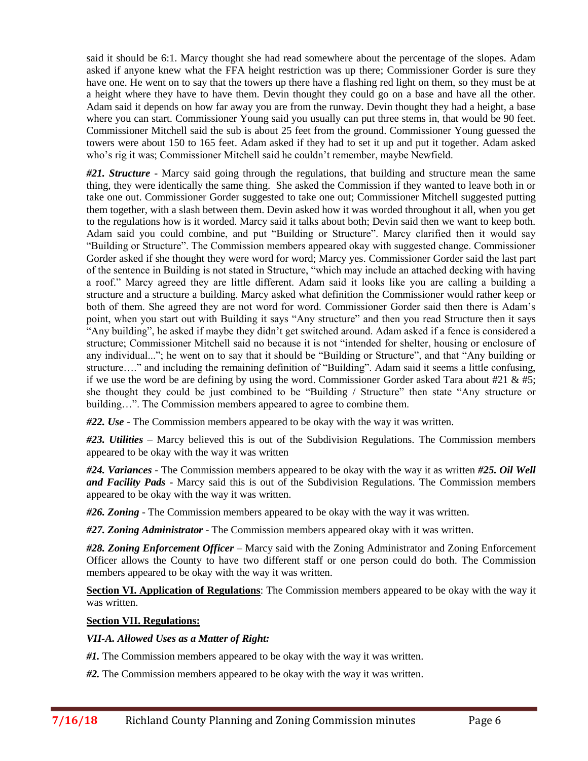said it should be 6:1. Marcy thought she had read somewhere about the percentage of the slopes. Adam asked if anyone knew what the FFA height restriction was up there; Commissioner Gorder is sure they have one. He went on to say that the towers up there have a flashing red light on them, so they must be at a height where they have to have them. Devin thought they could go on a base and have all the other. Adam said it depends on how far away you are from the runway. Devin thought they had a height, a base where you can start. Commissioner Young said you usually can put three stems in, that would be 90 feet. Commissioner Mitchell said the sub is about 25 feet from the ground. Commissioner Young guessed the towers were about 150 to 165 feet. Adam asked if they had to set it up and put it together. Adam asked who's rig it was; Commissioner Mitchell said he couldn't remember, maybe Newfield.

***#21. Structure*** - Marcy said going through the regulations, that building and structure mean the same thing, they were identically the same thing. She asked the Commission if they wanted to leave both in or take one out. Commissioner Gorder suggested to take one out; Commissioner Mitchell suggested putting them together, with a slash between them. Devin asked how it was worded throughout it all, when you get to the regulations how is it worded. Marcy said it talks about both; Devin said then we want to keep both. Adam said you could combine, and put "Building or Structure". Marcy clarified then it would say "Building or Structure". The Commission members appeared okay with suggested change. Commissioner Gorder asked if she thought they were word for word; Marcy yes. Commissioner Gorder said the last part of the sentence in Building is not stated in Structure, "which may include an attached decking with having a roof." Marcy agreed they are little different. Adam said it looks like you are calling a building a structure and a structure a building. Marcy asked what definition the Commissioner would rather keep or both of them. She agreed they are not word for word. Commissioner Gorder said then there is Adam's point, when you start out with Building it says "Any structure" and then you read Structure then it says "Any building", he asked if maybe they didn't get switched around. Adam asked if a fence is considered a structure; Commissioner Mitchell said no because it is not "intended for shelter, housing or enclosure of any individual..."; he went on to say that it should be "Building or Structure", and that "Any building or structure…." and including the remaining definition of "Building". Adam said it seems a little confusing, if we use the word be are defining by using the word. Commissioner Gorder asked Tara about #21 & #5; she thought they could be just combined to be "Building / Structure" then state "Any structure or building…". The Commission members appeared to agree to combine them.

***#22. Use*** - The Commission members appeared to be okay with the way it was written.

***#23. Utilities*** – Marcy believed this is out of the Subdivision Regulations. The Commission members appeared to be okay with the way it was written

***#24. Variances*** - The Commission members appeared to be okay with the way it as written ***#25. Oil Well and Facility Pads*** - Marcy said this is out of the Subdivision Regulations. The Commission members appeared to be okay with the way it was written.

***#26. Zoning*** - The Commission members appeared to be okay with the way it was written.

***#27. Zoning Administrator*** - The Commission members appeared okay with it was written.

***#28. Zoning Enforcement Officer*** – Marcy said with the Zoning Administrator and Zoning Enforcement Officer allows the County to have two different staff or one person could do both. The Commission members appeared to be okay with the way it was written.

**Section VI. Application of Regulations**: The Commission members appeared to be okay with the way it was written.

**Section VII. Regulations:**

***VII-A. Allowed Uses as a Matter of Right:***

***#1.*** The Commission members appeared to be okay with the way it was written.

***#2.*** The Commission members appeared to be okay with the way it was written.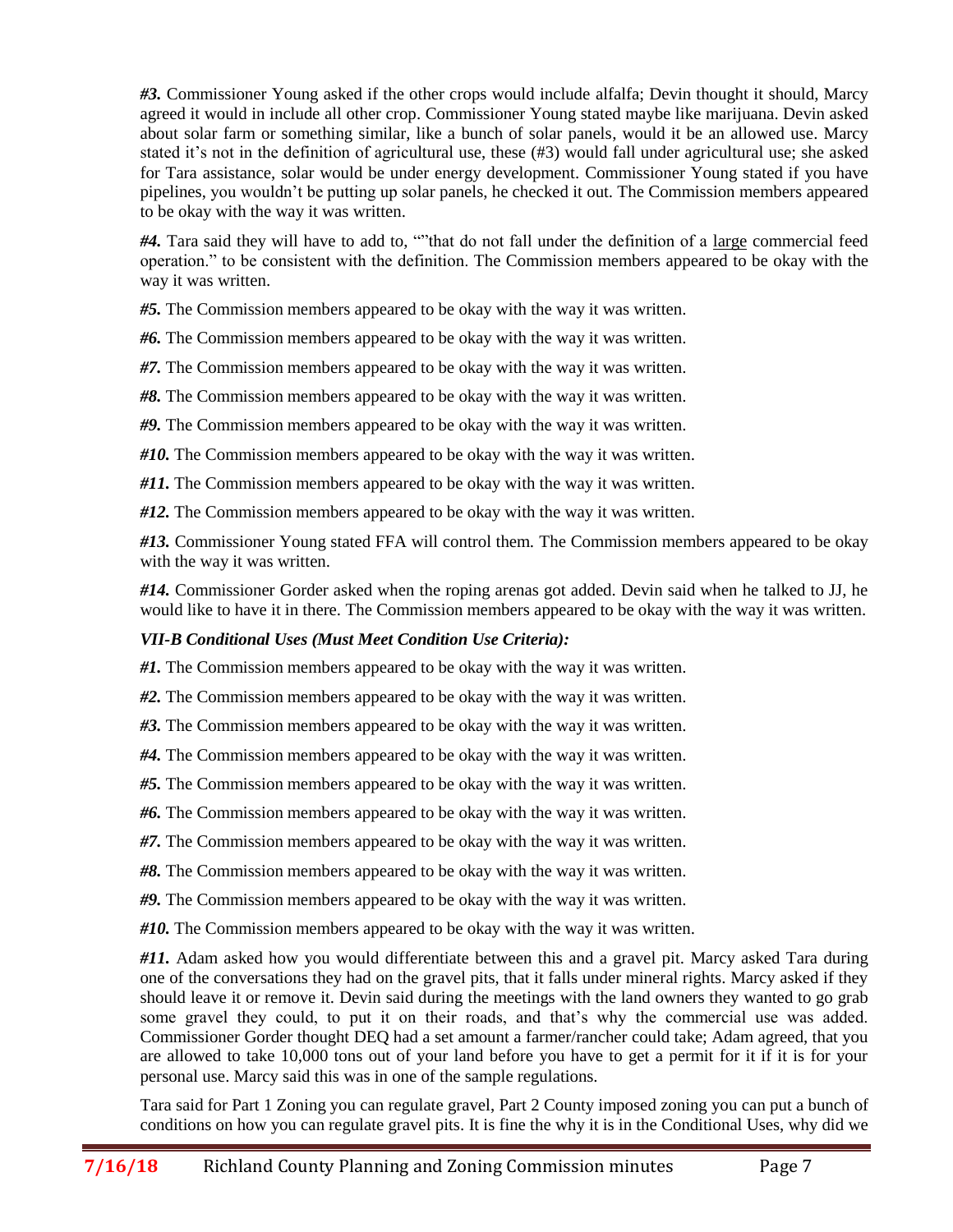***#3.*** Commissioner Young asked if the other crops would include alfalfa; Devin thought it should, Marcy agreed it would in include all other crop. Commissioner Young stated maybe like marijuana. Devin asked about solar farm or something similar, like a bunch of solar panels, would it be an allowed use. Marcy stated it's not in the definition of agricultural use, these (#3) would fall under agricultural use; she asked for Tara assistance, solar would be under energy development. Commissioner Young stated if you have pipelines, you wouldn't be putting up solar panels, he checked it out. The Commission members appeared to be okay with the way it was written.

***#4.*** Tara said they will have to add to, ""that do not fall under the definition of a <u>large</u> commercial feed operation." to be consistent with the definition. The Commission members appeared to be okay with the way it was written.

***#5.*** The Commission members appeared to be okay with the way it was written.

***#6.*** The Commission members appeared to be okay with the way it was written.

***#7.*** The Commission members appeared to be okay with the way it was written.

***#8.*** The Commission members appeared to be okay with the way it was written.

***#9.*** The Commission members appeared to be okay with the way it was written.

***#10.*** The Commission members appeared to be okay with the way it was written.

***#11.*** The Commission members appeared to be okay with the way it was written.

***#12.*** The Commission members appeared to be okay with the way it was written.

***#13.*** Commissioner Young stated FFA will control them. The Commission members appeared to be okay with the way it was written.

***#14.*** Commissioner Gorder asked when the roping arenas got added. Devin said when he talked to JJ, he would like to have it in there. The Commission members appeared to be okay with the way it was written.

***VII-B Conditional Uses (Must Meet Condition Use Criteria):***

***#1.*** The Commission members appeared to be okay with the way it was written.

***#2.*** The Commission members appeared to be okay with the way it was written.

***#3.*** The Commission members appeared to be okay with the way it was written.

***#4.*** The Commission members appeared to be okay with the way it was written.

***#5.*** The Commission members appeared to be okay with the way it was written.

***#6.*** The Commission members appeared to be okay with the way it was written.

***#7.*** The Commission members appeared to be okay with the way it was written.

***#8.*** The Commission members appeared to be okay with the way it was written.

***#9.*** The Commission members appeared to be okay with the way it was written.

***#10.*** The Commission members appeared to be okay with the way it was written.

***#11.*** Adam asked how you would differentiate between this and a gravel pit. Marcy asked Tara during one of the conversations they had on the gravel pits, that it falls under mineral rights. Marcy asked if they should leave it or remove it. Devin said during the meetings with the land owners they wanted to go grab some gravel they could, to put it on their roads, and that's why the commercial use was added. Commissioner Gorder thought DEQ had a set amount a farmer/rancher could take; Adam agreed, that you are allowed to take 10,000 tons out of your land before you have to get a permit for it if it is for your personal use. Marcy said this was in one of the sample regulations.

Tara said for Part 1 Zoning you can regulate gravel, Part 2 County imposed zoning you can put a bunch of conditions on how you can regulate gravel pits. It is fine the why it is in the Conditional Uses, why did we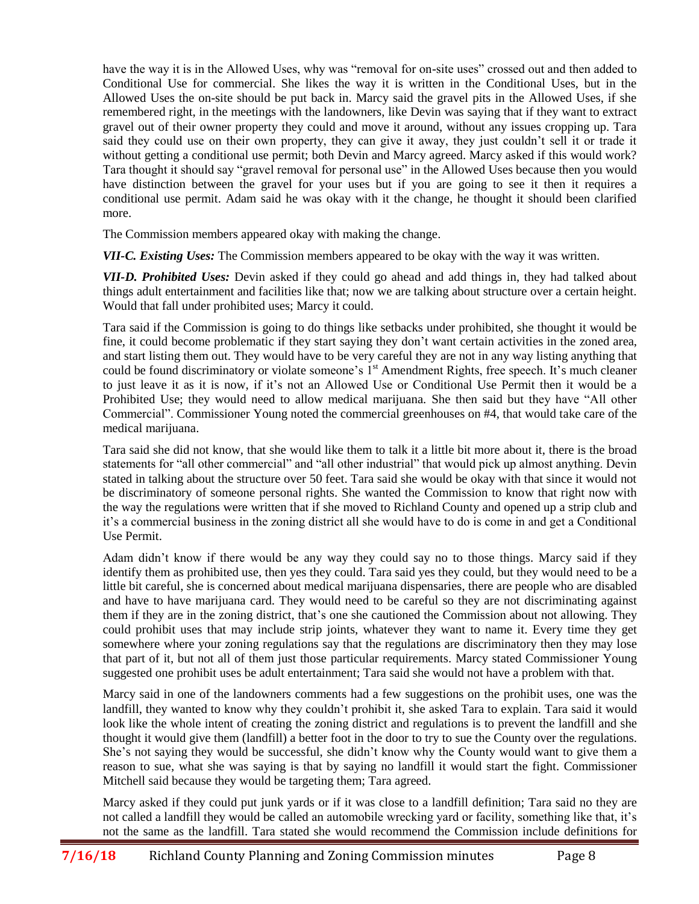have the way it is in the Allowed Uses, why was "removal for on-site uses" crossed out and then added to Conditional Use for commercial. She likes the way it is written in the Conditional Uses, but in the Allowed Uses the on-site should be put back in. Marcy said the gravel pits in the Allowed Uses, if she remembered right, in the meetings with the landowners, like Devin was saying that if they want to extract gravel out of their owner property they could and move it around, without any issues cropping up. Tara said they could use on their own property, they can give it away, they just couldn't sell it or trade it without getting a conditional use permit; both Devin and Marcy agreed. Marcy asked if this would work? Tara thought it should say "gravel removal for personal use" in the Allowed Uses because then you would have distinction between the gravel for your uses but if you are going to see it then it requires a conditional use permit. Adam said he was okay with it the change, he thought it should been clarified more.

The Commission members appeared okay with making the change.

***VII-C. Existing Uses:*** The Commission members appeared to be okay with the way it was written.

***VII-D. Prohibited Uses:*** Devin asked if they could go ahead and add things in, they had talked about things adult entertainment and facilities like that; now we are talking about structure over a certain height. Would that fall under prohibited uses; Marcy it could.

Tara said if the Commission is going to do things like setbacks under prohibited, she thought it would be fine, it could become problematic if they start saying they don't want certain activities in the zoned area, and start listing them out. They would have to be very careful they are not in any way listing anything that could be found discriminatory or violate someone's 1st Amendment Rights, free speech. It's much cleaner to just leave it as it is now, if it's not an Allowed Use or Conditional Use Permit then it would be a Prohibited Use; they would need to allow medical marijuana. She then said but they have "All other Commercial". Commissioner Young noted the commercial greenhouses on #4, that would take care of the medical marijuana.

Tara said she did not know, that she would like them to talk it a little bit more about it, there is the broad statements for "all other commercial" and "all other industrial" that would pick up almost anything. Devin stated in talking about the structure over 50 feet. Tara said she would be okay with that since it would not be discriminatory of someone personal rights. She wanted the Commission to know that right now with the way the regulations were written that if she moved to Richland County and opened up a strip club and it's a commercial business in the zoning district all she would have to do is come in and get a Conditional Use Permit.

Adam didn't know if there would be any way they could say no to those things. Marcy said if they identify them as prohibited use, then yes they could. Tara said yes they could, but they would need to be a little bit careful, she is concerned about medical marijuana dispensaries, there are people who are disabled and have to have marijuana card. They would need to be careful so they are not discriminating against them if they are in the zoning district, that's one she cautioned the Commission about not allowing. They could prohibit uses that may include strip joints, whatever they want to name it. Every time they get somewhere where your zoning regulations say that the regulations are discriminatory then they may lose that part of it, but not all of them just those particular requirements. Marcy stated Commissioner Young suggested one prohibit uses be adult entertainment; Tara said she would not have a problem with that.

Marcy said in one of the landowners comments had a few suggestions on the prohibit uses, one was the landfill, they wanted to know why they couldn't prohibit it, she asked Tara to explain. Tara said it would look like the whole intent of creating the zoning district and regulations is to prevent the landfill and she thought it would give them (landfill) a better foot in the door to try to sue the County over the regulations. She's not saying they would be successful, she didn't know why the County would want to give them a reason to sue, what she was saying is that by saying no landfill it would start the fight. Commissioner Mitchell said because they would be targeting them; Tara agreed.

Marcy asked if they could put junk yards or if it was close to a landfill definition; Tara said no they are not called a landfill they would be called an automobile wrecking yard or facility, something like that, it's not the same as the landfill. Tara stated she would recommend the Commission include definitions for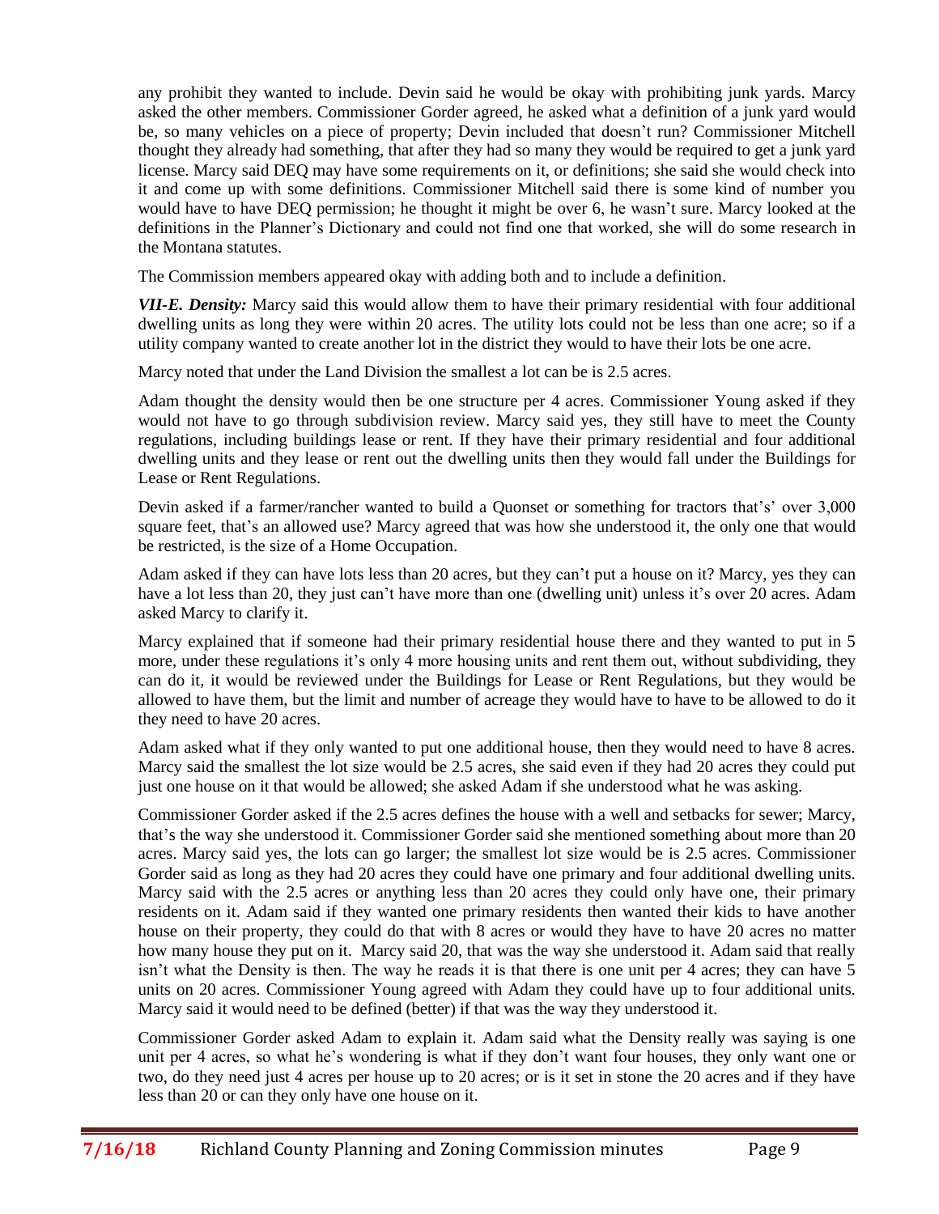any prohibit they wanted to include. Devin said he would be okay with prohibiting junk yards. Marcy asked the other members. Commissioner Gorder agreed, he asked what a definition of a junk yard would be, so many vehicles on a piece of property; Devin included that doesn't run? Commissioner Mitchell thought they already had something, that after they had so many they would be required to get a junk yard license. Marcy said DEQ may have some requirements on it, or definitions; she said she would check into it and come up with some definitions. Commissioner Mitchell said there is some kind of number you would have to have DEQ permission; he thought it might be over 6, he wasn't sure. Marcy looked at the definitions in the Planner's Dictionary and could not find one that worked, she will do some research in the Montana statutes.

The Commission members appeared okay with adding both and to include a definition.

***VII-E. Density:*** Marcy said this would allow them to have their primary residential with four additional dwelling units as long they were within 20 acres. The utility lots could not be less than one acre; so if a utility company wanted to create another lot in the district they would to have their lots be one acre.

Marcy noted that under the Land Division the smallest a lot can be is 2.5 acres.

Adam thought the density would then be one structure per 4 acres. Commissioner Young asked if they would not have to go through subdivision review. Marcy said yes, they still have to meet the County regulations, including buildings lease or rent. If they have their primary residential and four additional dwelling units and they lease or rent out the dwelling units then they would fall under the Buildings for Lease or Rent Regulations.

Devin asked if a farmer/rancher wanted to build a Quonset or something for tractors that's' over 3,000 square feet, that's an allowed use? Marcy agreed that was how she understood it, the only one that would be restricted, is the size of a Home Occupation.

Adam asked if they can have lots less than 20 acres, but they can't put a house on it? Marcy, yes they can have a lot less than 20, they just can't have more than one (dwelling unit) unless it's over 20 acres. Adam asked Marcy to clarify it.

Marcy explained that if someone had their primary residential house there and they wanted to put in 5 more, under these regulations it's only 4 more housing units and rent them out, without subdividing, they can do it, it would be reviewed under the Buildings for Lease or Rent Regulations, but they would be allowed to have them, but the limit and number of acreage they would have to have to be allowed to do it they need to have 20 acres.

Adam asked what if they only wanted to put one additional house, then they would need to have 8 acres. Marcy said the smallest the lot size would be 2.5 acres, she said even if they had 20 acres they could put just one house on it that would be allowed; she asked Adam if she understood what he was asking.

Commissioner Gorder asked if the 2.5 acres defines the house with a well and setbacks for sewer; Marcy, that's the way she understood it. Commissioner Gorder said she mentioned something about more than 20 acres. Marcy said yes, the lots can go larger; the smallest lot size would be is 2.5 acres. Commissioner Gorder said as long as they had 20 acres they could have one primary and four additional dwelling units. Marcy said with the 2.5 acres or anything less than 20 acres they could only have one, their primary residents on it. Adam said if they wanted one primary residents then wanted their kids to have another house on their property, they could do that with 8 acres or would they have to have 20 acres no matter how many house they put on it. Marcy said 20, that was the way she understood it. Adam said that really isn't what the Density is then. The way he reads it is that there is one unit per 4 acres; they can have 5 units on 20 acres. Commissioner Young agreed with Adam they could have up to four additional units. Marcy said it would need to be defined (better) if that was the way they understood it.

Commissioner Gorder asked Adam to explain it. Adam said what the Density really was saying is one unit per 4 acres, so what he's wondering is what if they don't want four houses, they only want one or two, do they need just 4 acres per house up to 20 acres; or is it set in stone the 20 acres and if they have less than 20 or can they only have one house on it.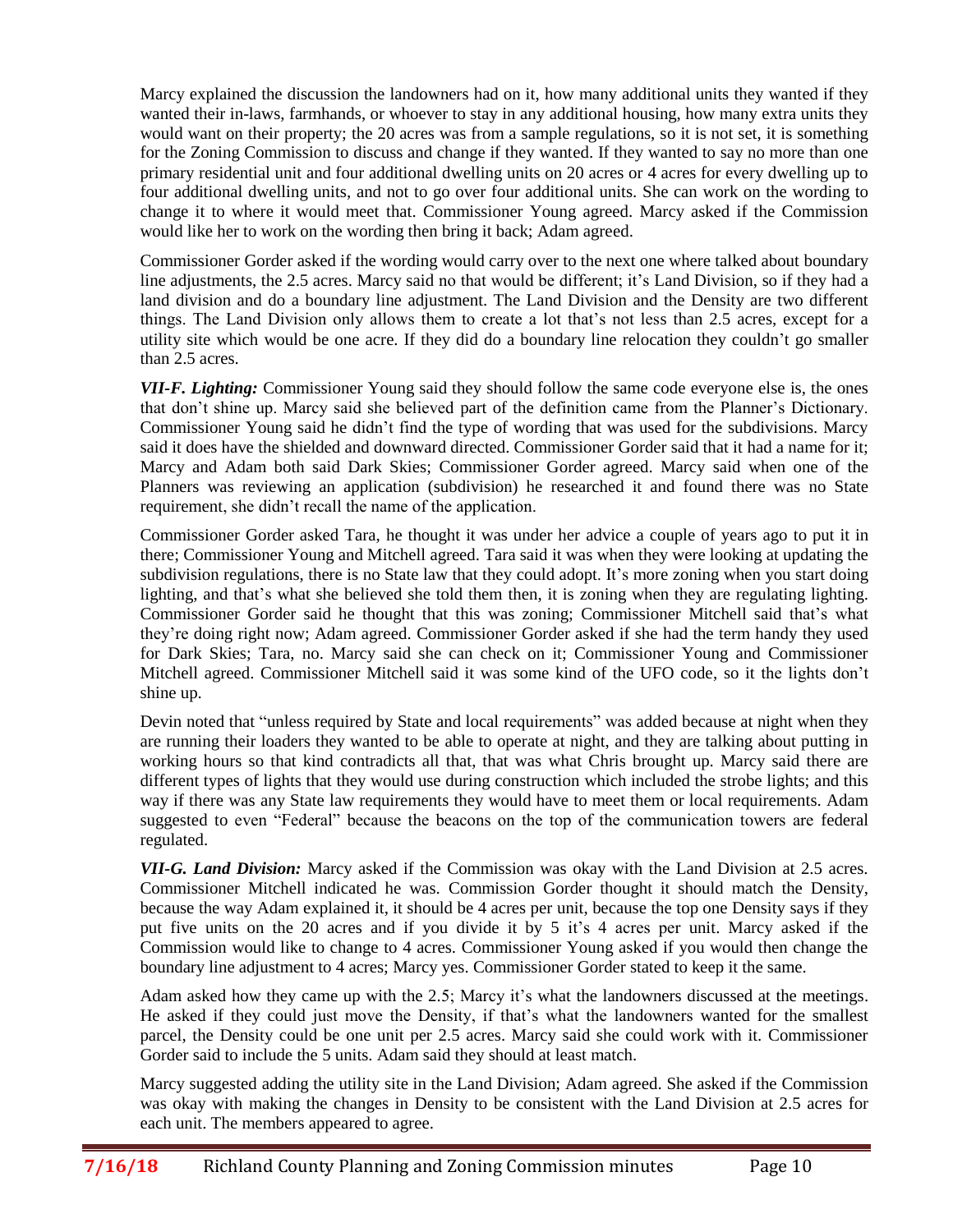Marcy explained the discussion the landowners had on it, how many additional units they wanted if they wanted their in-laws, farmhands, or whoever to stay in any additional housing, how many extra units they would want on their property; the 20 acres was from a sample regulations, so it is not set, it is something for the Zoning Commission to discuss and change if they wanted. If they wanted to say no more than one primary residential unit and four additional dwelling units on 20 acres or 4 acres for every dwelling up to four additional dwelling units, and not to go over four additional units. She can work on the wording to change it to where it would meet that. Commissioner Young agreed. Marcy asked if the Commission would like her to work on the wording then bring it back; Adam agreed.

Commissioner Gorder asked if the wording would carry over to the next one where talked about boundary line adjustments, the 2.5 acres. Marcy said no that would be different; it's Land Division, so if they had a land division and do a boundary line adjustment. The Land Division and the Density are two different things. The Land Division only allows them to create a lot that's not less than 2.5 acres, except for a utility site which would be one acre. If they did do a boundary line relocation they couldn't go smaller than 2.5 acres.

***VII-F. Lighting:*** Commissioner Young said they should follow the same code everyone else is, the ones that don't shine up. Marcy said she believed part of the definition came from the Planner's Dictionary. Commissioner Young said he didn't find the type of wording that was used for the subdivisions. Marcy said it does have the shielded and downward directed. Commissioner Gorder said that it had a name for it; Marcy and Adam both said Dark Skies; Commissioner Gorder agreed. Marcy said when one of the Planners was reviewing an application (subdivision) he researched it and found there was no State requirement, she didn't recall the name of the application.

Commissioner Gorder asked Tara, he thought it was under her advice a couple of years ago to put it in there; Commissioner Young and Mitchell agreed. Tara said it was when they were looking at updating the subdivision regulations, there is no State law that they could adopt. It's more zoning when you start doing lighting, and that's what she believed she told them then, it is zoning when they are regulating lighting. Commissioner Gorder said he thought that this was zoning; Commissioner Mitchell said that's what they're doing right now; Adam agreed. Commissioner Gorder asked if she had the term handy they used for Dark Skies; Tara, no. Marcy said she can check on it; Commissioner Young and Commissioner Mitchell agreed. Commissioner Mitchell said it was some kind of the UFO code, so it the lights don't shine up.

Devin noted that "unless required by State and local requirements" was added because at night when they are running their loaders they wanted to be able to operate at night, and they are talking about putting in working hours so that kind contradicts all that, that was what Chris brought up. Marcy said there are different types of lights that they would use during construction which included the strobe lights; and this way if there was any State law requirements they would have to meet them or local requirements. Adam suggested to even "Federal" because the beacons on the top of the communication towers are federal regulated.

***VII-G. Land Division:*** Marcy asked if the Commission was okay with the Land Division at 2.5 acres. Commissioner Mitchell indicated he was. Commission Gorder thought it should match the Density, because the way Adam explained it, it should be 4 acres per unit, because the top one Density says if they put five units on the 20 acres and if you divide it by 5 it's 4 acres per unit. Marcy asked if the Commission would like to change to 4 acres. Commissioner Young asked if you would then change the boundary line adjustment to 4 acres; Marcy yes. Commissioner Gorder stated to keep it the same.

Adam asked how they came up with the 2.5; Marcy it's what the landowners discussed at the meetings. He asked if they could just move the Density, if that's what the landowners wanted for the smallest parcel, the Density could be one unit per 2.5 acres. Marcy said she could work with it. Commissioner Gorder said to include the 5 units. Adam said they should at least match.

Marcy suggested adding the utility site in the Land Division; Adam agreed. She asked if the Commission was okay with making the changes in Density to be consistent with the Land Division at 2.5 acres for each unit. The members appeared to agree.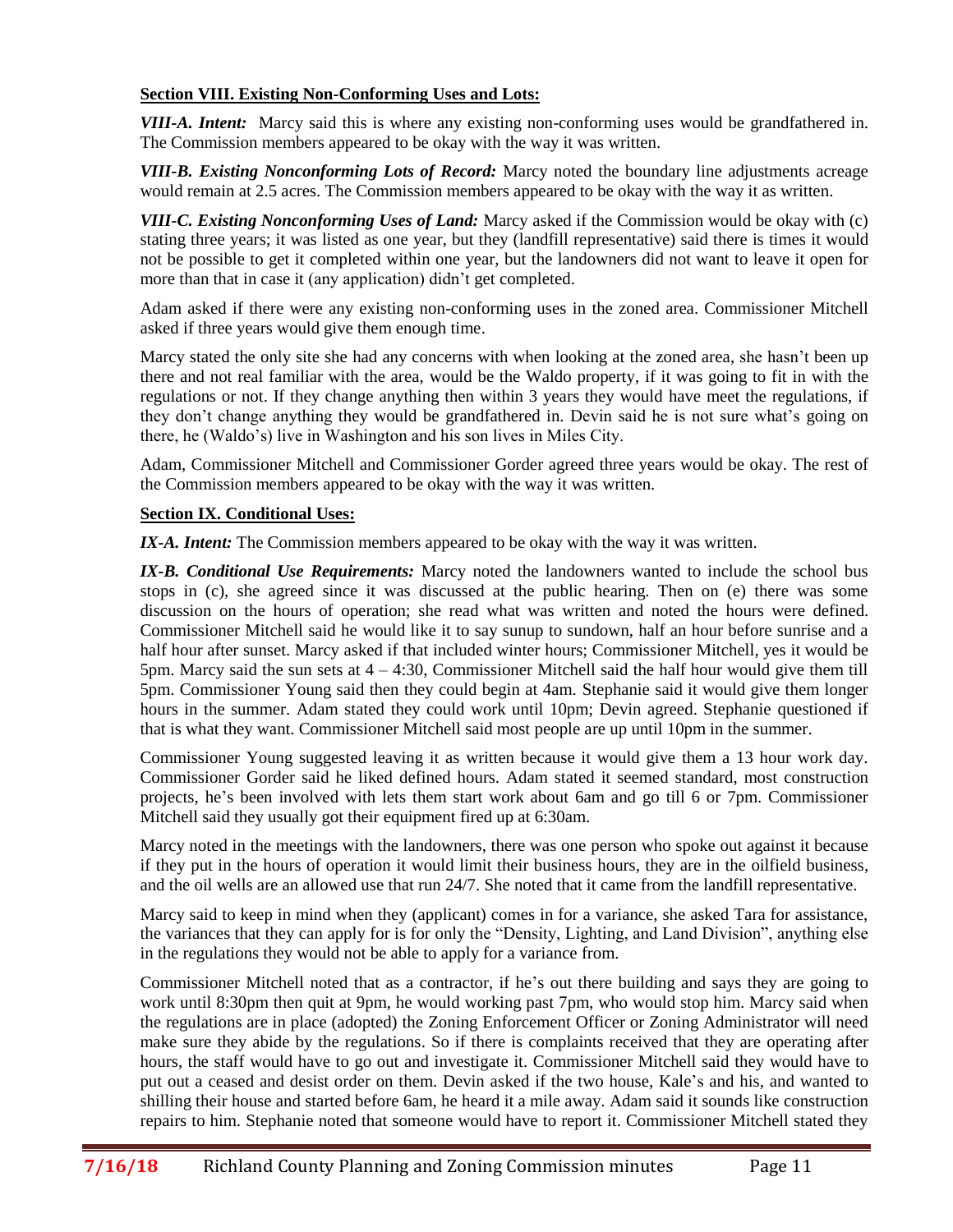**Section VIII. Existing Non-Conforming Uses and Lots:**

***VIII-A. Intent:*** Marcy said this is where any existing non-conforming uses would be grandfathered in. The Commission members appeared to be okay with the way it was written.

***VIII-B. Existing Nonconforming Lots of Record:*** Marcy noted the boundary line adjustments acreage would remain at 2.5 acres. The Commission members appeared to be okay with the way it as written.

***VIII-C. Existing Nonconforming Uses of Land:*** Marcy asked if the Commission would be okay with (c) stating three years; it was listed as one year, but they (landfill representative) said there is times it would not be possible to get it completed within one year, but the landowners did not want to leave it open for more than that in case it (any application) didn't get completed.

Adam asked if there were any existing non-conforming uses in the zoned area. Commissioner Mitchell asked if three years would give them enough time.

Marcy stated the only site she had any concerns with when looking at the zoned area, she hasn't been up there and not real familiar with the area, would be the Waldo property, if it was going to fit in with the regulations or not. If they change anything then within 3 years they would have meet the regulations, if they don't change anything they would be grandfathered in. Devin said he is not sure what's going on there, he (Waldo's) live in Washington and his son lives in Miles City.

Adam, Commissioner Mitchell and Commissioner Gorder agreed three years would be okay. The rest of the Commission members appeared to be okay with the way it was written.

**Section IX. Conditional Uses:**

***IX-A. Intent:*** The Commission members appeared to be okay with the way it was written.

***IX-B. Conditional Use Requirements:*** Marcy noted the landowners wanted to include the school bus stops in (c), she agreed since it was discussed at the public hearing. Then on (e) there was some discussion on the hours of operation; she read what was written and noted the hours were defined. Commissioner Mitchell said he would like it to say sunup to sundown, half an hour before sunrise and a half hour after sunset. Marcy asked if that included winter hours; Commissioner Mitchell, yes it would be 5pm. Marcy said the sun sets at 4 – 4:30, Commissioner Mitchell said the half hour would give them till 5pm. Commissioner Young said then they could begin at 4am. Stephanie said it would give them longer hours in the summer. Adam stated they could work until 10pm; Devin agreed. Stephanie questioned if that is what they want. Commissioner Mitchell said most people are up until 10pm in the summer.

Commissioner Young suggested leaving it as written because it would give them a 13 hour work day. Commissioner Gorder said he liked defined hours. Adam stated it seemed standard, most construction projects, he's been involved with lets them start work about 6am and go till 6 or 7pm. Commissioner Mitchell said they usually got their equipment fired up at 6:30am.

Marcy noted in the meetings with the landowners, there was one person who spoke out against it because if they put in the hours of operation it would limit their business hours, they are in the oilfield business, and the oil wells are an allowed use that run 24/7. She noted that it came from the landfill representative.

Marcy said to keep in mind when they (applicant) comes in for a variance, she asked Tara for assistance, the variances that they can apply for is for only the "Density, Lighting, and Land Division", anything else in the regulations they would not be able to apply for a variance from.

Commissioner Mitchell noted that as a contractor, if he's out there building and says they are going to work until 8:30pm then quit at 9pm, he would working past 7pm, who would stop him. Marcy said when the regulations are in place (adopted) the Zoning Enforcement Officer or Zoning Administrator will need make sure they abide by the regulations. So if there is complaints received that they are operating after hours, the staff would have to go out and investigate it. Commissioner Mitchell said they would have to put out a ceased and desist order on them. Devin asked if the two house, Kale's and his, and wanted to shilling their house and started before 6am, he heard it a mile away. Adam said it sounds like construction repairs to him. Stephanie noted that someone would have to report it. Commissioner Mitchell stated they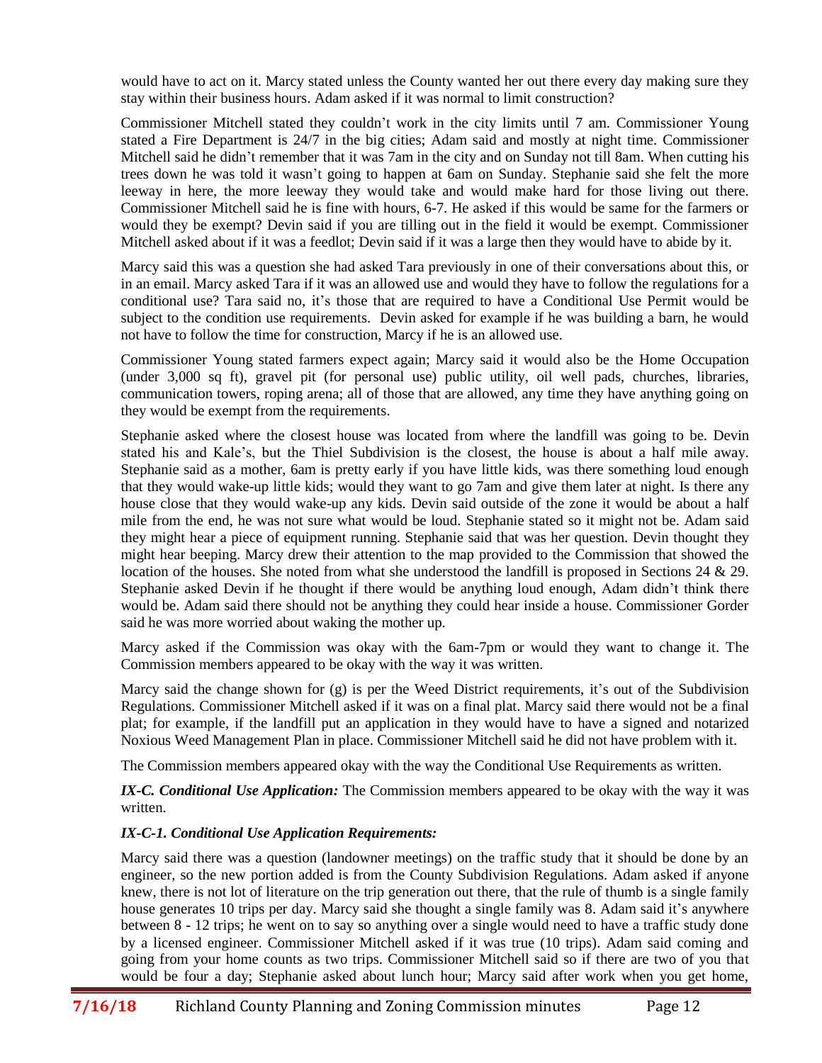would have to act on it. Marcy stated unless the County wanted her out there every day making sure they stay within their business hours. Adam asked if it was normal to limit construction?

Commissioner Mitchell stated they couldn't work in the city limits until 7 am. Commissioner Young stated a Fire Department is 24/7 in the big cities; Adam said and mostly at night time. Commissioner Mitchell said he didn't remember that it was 7am in the city and on Sunday not till 8am. When cutting his trees down he was told it wasn't going to happen at 6am on Sunday. Stephanie said she felt the more leeway in here, the more leeway they would take and would make hard for those living out there. Commissioner Mitchell said he is fine with hours, 6-7. He asked if this would be same for the farmers or would they be exempt? Devin said if you are tilling out in the field it would be exempt. Commissioner Mitchell asked about if it was a feedlot; Devin said if it was a large then they would have to abide by it.

Marcy said this was a question she had asked Tara previously in one of their conversations about this, or in an email. Marcy asked Tara if it was an allowed use and would they have to follow the regulations for a conditional use? Tara said no, it's those that are required to have a Conditional Use Permit would be subject to the condition use requirements. Devin asked for example if he was building a barn, he would not have to follow the time for construction, Marcy if he is an allowed use.

Commissioner Young stated farmers expect again; Marcy said it would also be the Home Occupation (under 3,000 sq ft), gravel pit (for personal use) public utility, oil well pads, churches, libraries, communication towers, roping arena; all of those that are allowed, any time they have anything going on they would be exempt from the requirements.

Stephanie asked where the closest house was located from where the landfill was going to be. Devin stated his and Kale's, but the Thiel Subdivision is the closest, the house is about a half mile away. Stephanie said as a mother, 6am is pretty early if you have little kids, was there something loud enough that they would wake-up little kids; would they want to go 7am and give them later at night. Is there any house close that they would wake-up any kids. Devin said outside of the zone it would be about a half mile from the end, he was not sure what would be loud. Stephanie stated so it might not be. Adam said they might hear a piece of equipment running. Stephanie said that was her question. Devin thought they might hear beeping. Marcy drew their attention to the map provided to the Commission that showed the location of the houses. She noted from what she understood the landfill is proposed in Sections 24 & 29. Stephanie asked Devin if he thought if there would be anything loud enough, Adam didn't think there would be. Adam said there should not be anything they could hear inside a house. Commissioner Gorder said he was more worried about waking the mother up.

Marcy asked if the Commission was okay with the 6am-7pm or would they want to change it. The Commission members appeared to be okay with the way it was written.

Marcy said the change shown for (g) is per the Weed District requirements, it's out of the Subdivision Regulations. Commissioner Mitchell asked if it was on a final plat. Marcy said there would not be a final plat; for example, if the landfill put an application in they would have to have a signed and notarized Noxious Weed Management Plan in place. Commissioner Mitchell said he did not have problem with it.

The Commission members appeared okay with the way the Conditional Use Requirements as written.

***IX-C. Conditional Use Application:*** The Commission members appeared to be okay with the way it was written.

***IX-C-1. Conditional Use Application Requirements:***

Marcy said there was a question (landowner meetings) on the traffic study that it should be done by an engineer, so the new portion added is from the County Subdivision Regulations. Adam asked if anyone knew, there is not lot of literature on the trip generation out there, that the rule of thumb is a single family house generates 10 trips per day. Marcy said she thought a single family was 8. Adam said it's anywhere between 8 - 12 trips; he went on to say so anything over a single would need to have a traffic study done by a licensed engineer. Commissioner Mitchell asked if it was true (10 trips). Adam said coming and going from your home counts as two trips. Commissioner Mitchell said so if there are two of you that would be four a day; Stephanie asked about lunch hour; Marcy said after work when you get home,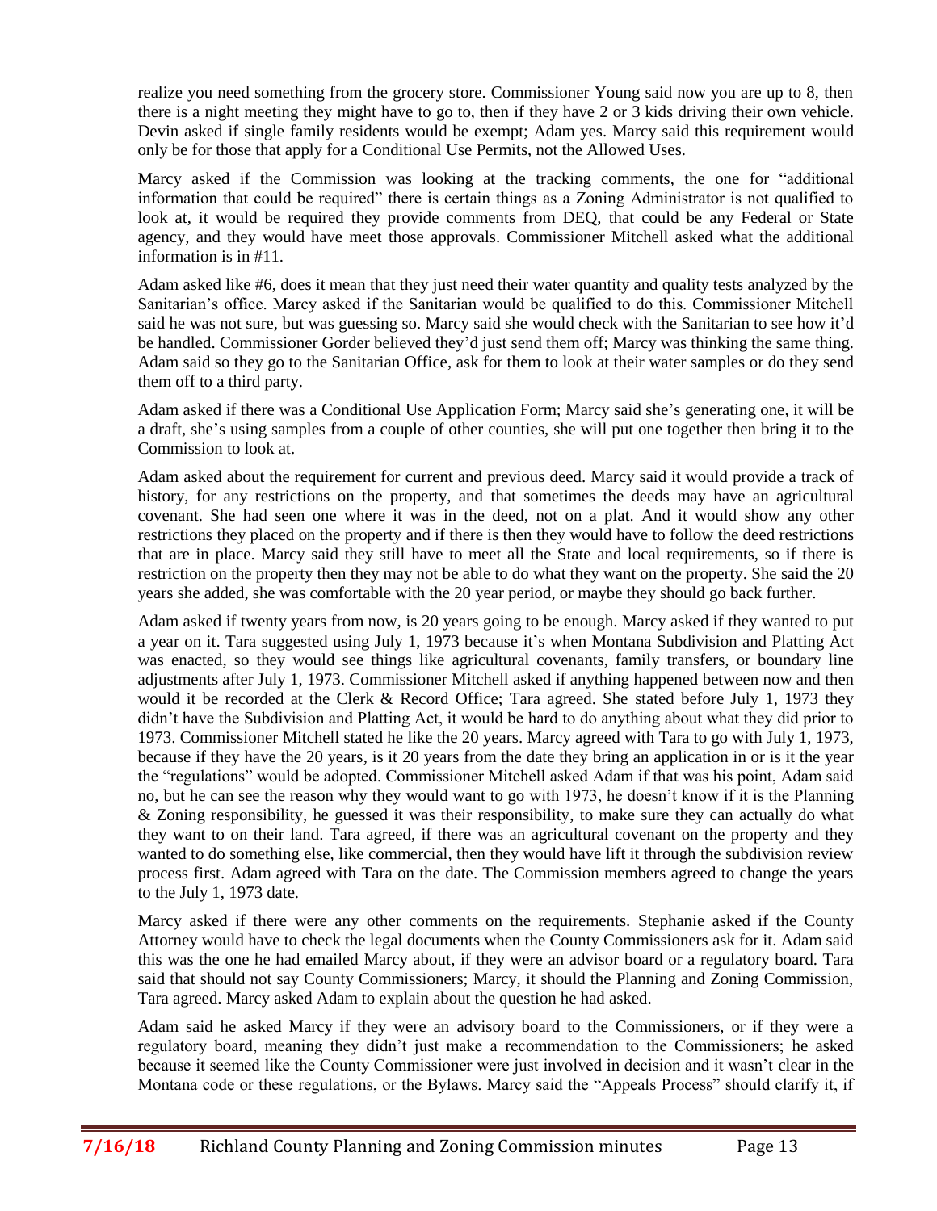realize you need something from the grocery store. Commissioner Young said now you are up to 8, then there is a night meeting they might have to go to, then if they have 2 or 3 kids driving their own vehicle. Devin asked if single family residents would be exempt; Adam yes. Marcy said this requirement would only be for those that apply for a Conditional Use Permits, not the Allowed Uses.

Marcy asked if the Commission was looking at the tracking comments, the one for "additional information that could be required" there is certain things as a Zoning Administrator is not qualified to look at, it would be required they provide comments from DEQ, that could be any Federal or State agency, and they would have meet those approvals. Commissioner Mitchell asked what the additional information is in #11.

Adam asked like #6, does it mean that they just need their water quantity and quality tests analyzed by the Sanitarian's office. Marcy asked if the Sanitarian would be qualified to do this. Commissioner Mitchell said he was not sure, but was guessing so. Marcy said she would check with the Sanitarian to see how it'd be handled. Commissioner Gorder believed they'd just send them off; Marcy was thinking the same thing. Adam said so they go to the Sanitarian Office, ask for them to look at their water samples or do they send them off to a third party.

Adam asked if there was a Conditional Use Application Form; Marcy said she's generating one, it will be a draft, she's using samples from a couple of other counties, she will put one together then bring it to the Commission to look at.

Adam asked about the requirement for current and previous deed. Marcy said it would provide a track of history, for any restrictions on the property, and that sometimes the deeds may have an agricultural covenant. She had seen one where it was in the deed, not on a plat. And it would show any other restrictions they placed on the property and if there is then they would have to follow the deed restrictions that are in place. Marcy said they still have to meet all the State and local requirements, so if there is restriction on the property then they may not be able to do what they want on the property. She said the 20 years she added, she was comfortable with the 20 year period, or maybe they should go back further.

Adam asked if twenty years from now, is 20 years going to be enough. Marcy asked if they wanted to put a year on it. Tara suggested using July 1, 1973 because it's when Montana Subdivision and Platting Act was enacted, so they would see things like agricultural covenants, family transfers, or boundary line adjustments after July 1, 1973. Commissioner Mitchell asked if anything happened between now and then would it be recorded at the Clerk & Record Office; Tara agreed. She stated before July 1, 1973 they didn't have the Subdivision and Platting Act, it would be hard to do anything about what they did prior to 1973. Commissioner Mitchell stated he like the 20 years. Marcy agreed with Tara to go with July 1, 1973, because if they have the 20 years, is it 20 years from the date they bring an application in or is it the year the "regulations" would be adopted. Commissioner Mitchell asked Adam if that was his point, Adam said no, but he can see the reason why they would want to go with 1973, he doesn't know if it is the Planning & Zoning responsibility, he guessed it was their responsibility, to make sure they can actually do what they want to on their land. Tara agreed, if there was an agricultural covenant on the property and they wanted to do something else, like commercial, then they would have lift it through the subdivision review process first. Adam agreed with Tara on the date. The Commission members agreed to change the years to the July 1, 1973 date.

Marcy asked if there were any other comments on the requirements. Stephanie asked if the County Attorney would have to check the legal documents when the County Commissioners ask for it. Adam said this was the one he had emailed Marcy about, if they were an advisor board or a regulatory board. Tara said that should not say County Commissioners; Marcy, it should the Planning and Zoning Commission, Tara agreed. Marcy asked Adam to explain about the question he had asked.

Adam said he asked Marcy if they were an advisory board to the Commissioners, or if they were a regulatory board, meaning they didn't just make a recommendation to the Commissioners; he asked because it seemed like the County Commissioner were just involved in decision and it wasn't clear in the Montana code or these regulations, or the Bylaws. Marcy said the "Appeals Process" should clarify it, if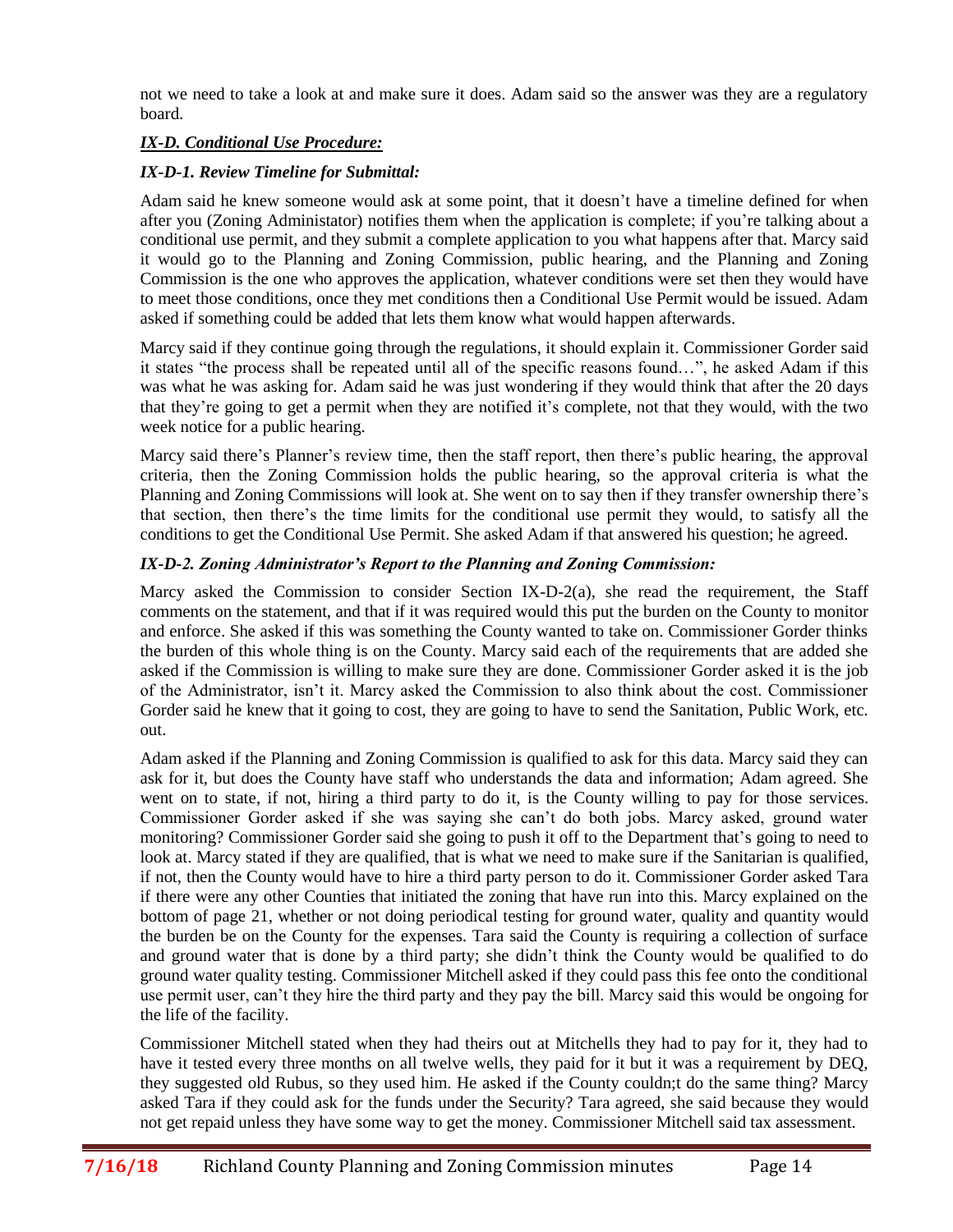not we need to take a look at and make sure it does. Adam said so the answer was they are a regulatory board.

***IX-D. Conditional Use Procedure:***

***IX-D-1. Review Timeline for Submittal:***

Adam said he knew someone would ask at some point, that it doesn't have a timeline defined for when after you (Zoning Administator) notifies them when the application is complete; if you're talking about a conditional use permit, and they submit a complete application to you what happens after that. Marcy said it would go to the Planning and Zoning Commission, public hearing, and the Planning and Zoning Commission is the one who approves the application, whatever conditions were set then they would have to meet those conditions, once they met conditions then a Conditional Use Permit would be issued. Adam asked if something could be added that lets them know what would happen afterwards.

Marcy said if they continue going through the regulations, it should explain it. Commissioner Gorder said it states "the process shall be repeated until all of the specific reasons found…", he asked Adam if this was what he was asking for. Adam said he was just wondering if they would think that after the 20 days that they're going to get a permit when they are notified it's complete, not that they would, with the two week notice for a public hearing.

Marcy said there's Planner's review time, then the staff report, then there's public hearing, the approval criteria, then the Zoning Commission holds the public hearing, so the approval criteria is what the Planning and Zoning Commissions will look at. She went on to say then if they transfer ownership there's that section, then there's the time limits for the conditional use permit they would, to satisfy all the conditions to get the Conditional Use Permit. She asked Adam if that answered his question; he agreed.

***IX-D-2. Zoning Administrator's Report to the Planning and Zoning Commission:***

Marcy asked the Commission to consider Section IX-D-2(a), she read the requirement, the Staff comments on the statement, and that if it was required would this put the burden on the County to monitor and enforce. She asked if this was something the County wanted to take on. Commissioner Gorder thinks the burden of this whole thing is on the County. Marcy said each of the requirements that are added she asked if the Commission is willing to make sure they are done. Commissioner Gorder asked it is the job of the Administrator, isn't it. Marcy asked the Commission to also think about the cost. Commissioner Gorder said he knew that it going to cost, they are going to have to send the Sanitation, Public Work, etc. out.

Adam asked if the Planning and Zoning Commission is qualified to ask for this data. Marcy said they can ask for it, but does the County have staff who understands the data and information; Adam agreed. She went on to state, if not, hiring a third party to do it, is the County willing to pay for those services. Commissioner Gorder asked if she was saying she can't do both jobs. Marcy asked, ground water monitoring? Commissioner Gorder said she going to push it off to the Department that's going to need to look at. Marcy stated if they are qualified, that is what we need to make sure if the Sanitarian is qualified, if not, then the County would have to hire a third party person to do it. Commissioner Gorder asked Tara if there were any other Counties that initiated the zoning that have run into this. Marcy explained on the bottom of page 21, whether or not doing periodical testing for ground water, quality and quantity would the burden be on the County for the expenses. Tara said the County is requiring a collection of surface and ground water that is done by a third party; she didn't think the County would be qualified to do ground water quality testing. Commissioner Mitchell asked if they could pass this fee onto the conditional use permit user, can't they hire the third party and they pay the bill. Marcy said this would be ongoing for the life of the facility.

Commissioner Mitchell stated when they had theirs out at Mitchells they had to pay for it, they had to have it tested every three months on all twelve wells, they paid for it but it was a requirement by DEQ, they suggested old Rubus, so they used him. He asked if the County couldn;t do the same thing? Marcy asked Tara if they could ask for the funds under the Security? Tara agreed, she said because they would not get repaid unless they have some way to get the money. Commissioner Mitchell said tax assessment.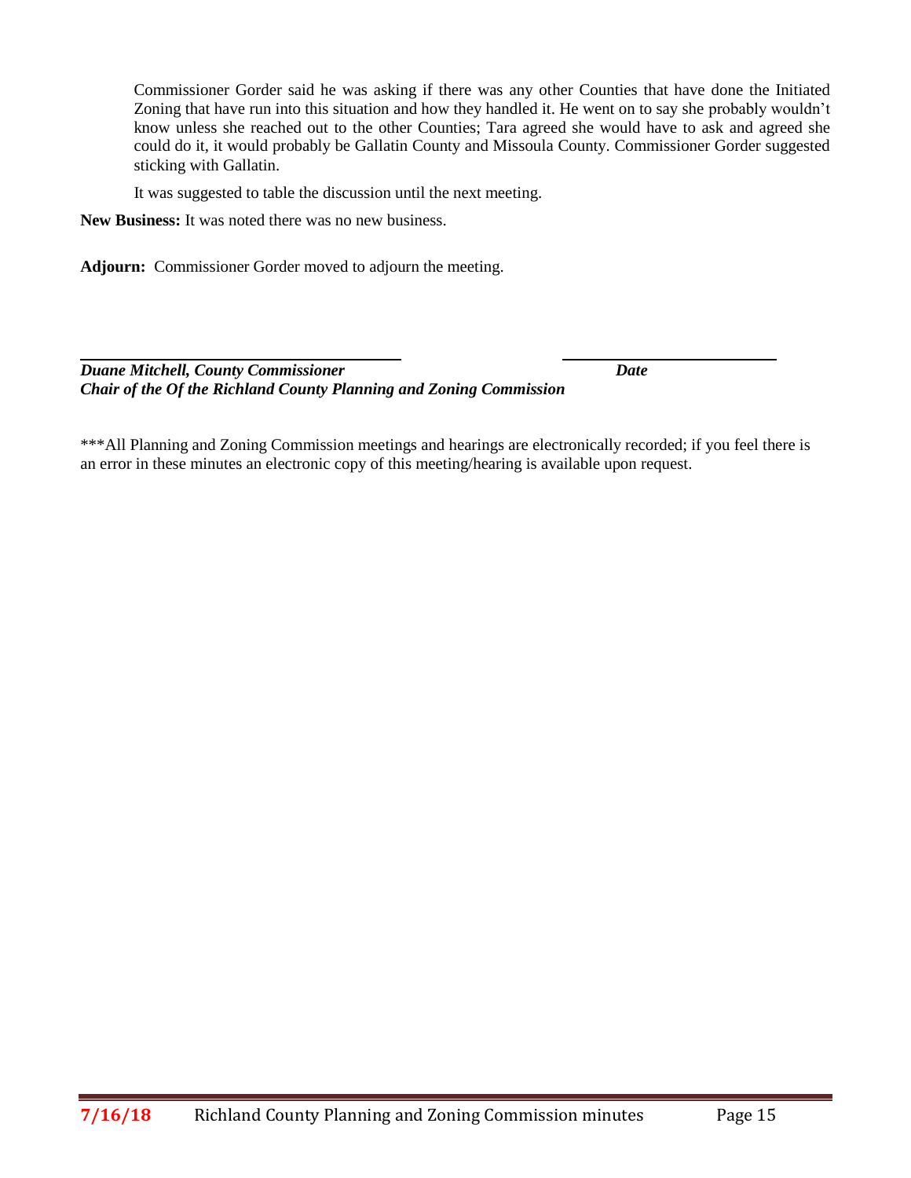Commissioner Gorder said he was asking if there was any other Counties that have done the Initiated Zoning that have run into this situation and how they handled it. He went on to say she probably wouldn't know unless she reached out to the other Counties; Tara agreed she would have to ask and agreed she could do it, it would probably be Gallatin County and Missoula County. Commissioner Gorder suggested sticking with Gallatin.

It was suggested to table the discussion until the next meeting.

**New Business:** It was noted there was no new business.

**Adjourn:** Commissioner Gorder moved to adjourn the meeting.

***Duane Mitchell, County Commissioner*** ***Date***
***Chair of the Of the Richland County Planning and Zoning Commission***

***All Planning and Zoning Commission meetings and hearings are electronically recorded; if you feel there is an error in these minutes an electronic copy of this meeting/hearing is available upon request.